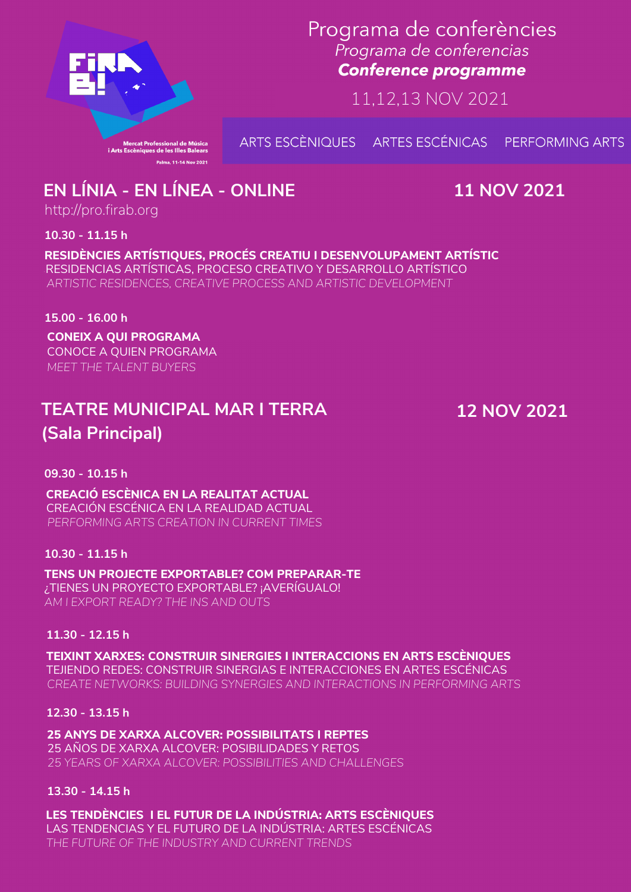FiRA B!

Mercat Professional de Música i Arts Escèniques de les Illes Balears

Palma, 11-14 Nov 2021

# Programa de conferències

*Programa de conferencias*

***Conference programme***

11,12,13 NOV 2021

ARTS ESCÈNIQUES ARTES ESCÉNICAS PERFORMING ARTS

## EN LÍNIA - EN LÍNEA - ONLINE — 11 NOV 2021

http://pro.firab.org

**10.30 - 11.15 h**

**RESIDÈNCIES ARTÍSTIQUES, PROCÉS CREATIU I DESENVOLUPAMENT ARTÍSTIC**
RESIDENCIAS ARTÍSTICAS, PROCESO CREATIVO Y DESARROLLO ARTÍSTICO
*ARTISTIC RESIDENCES, CREATIVE PROCESS AND ARTISTIC DEVELOPMENT*

**15.00 - 16.00 h**

**CONEIX A QUI PROGRAMA**
CONOCE A QUIEN PROGRAMA
*MEET THE TALENT BUYERS*

## TEATRE MUNICIPAL MAR I TERRA (Sala Principal) — 12 NOV 2021

**09.30 - 10.15 h**

**CREACIÓ ESCÈNICA EN LA REALITAT ACTUAL**
CREACIÓN ESCÉNICA EN LA REALIDAD ACTUAL
*PERFORMING ARTS CREATION IN CURRENT TIMES*

**10.30 - 11.15 h**

**TENS UN PROJECTE EXPORTABLE? COM PREPARAR-TE**
¿TIENES UN PROYECTO EXPORTABLE? ¡AVERÍGUALO!
*AM I EXPORT READY? THE INS AND OUTS*

**11.30 - 12.15 h**

**TEIXINT XARXES: CONSTRUIR SINERGIES I INTERACCIONS EN ARTS ESCÈNIQUES**
TEJIENDO REDES: CONSTRUIR SINERGIAS E INTERACCIONES EN ARTES ESCÉNICAS
*CREATE NETWORKS: BUILDING SYNERGIES AND INTERACTIONS IN PERFORMING ARTS*

**12.30 - 13.15 h**

**25 ANYS DE XARXA ALCOVER: POSSIBILITATS I REPTES**
25 AÑOS DE XARXA ALCOVER: POSIBILIDADES Y RETOS
*25 YEARS OF XARXA ALCOVER: POSSIBILITIES AND CHALLENGES*

**13.30 - 14.15 h**

**LES TENDÈNCIES I EL FUTUR DE LA INDÚSTRIA: ARTS ESCÈNIQUES**
LAS TENDENCIAS Y EL FUTURO DE LA INDÚSTRIA: ARTES ESCÉNICAS
*THE FUTURE OF THE INDUSTRY AND CURRENT TRENDS*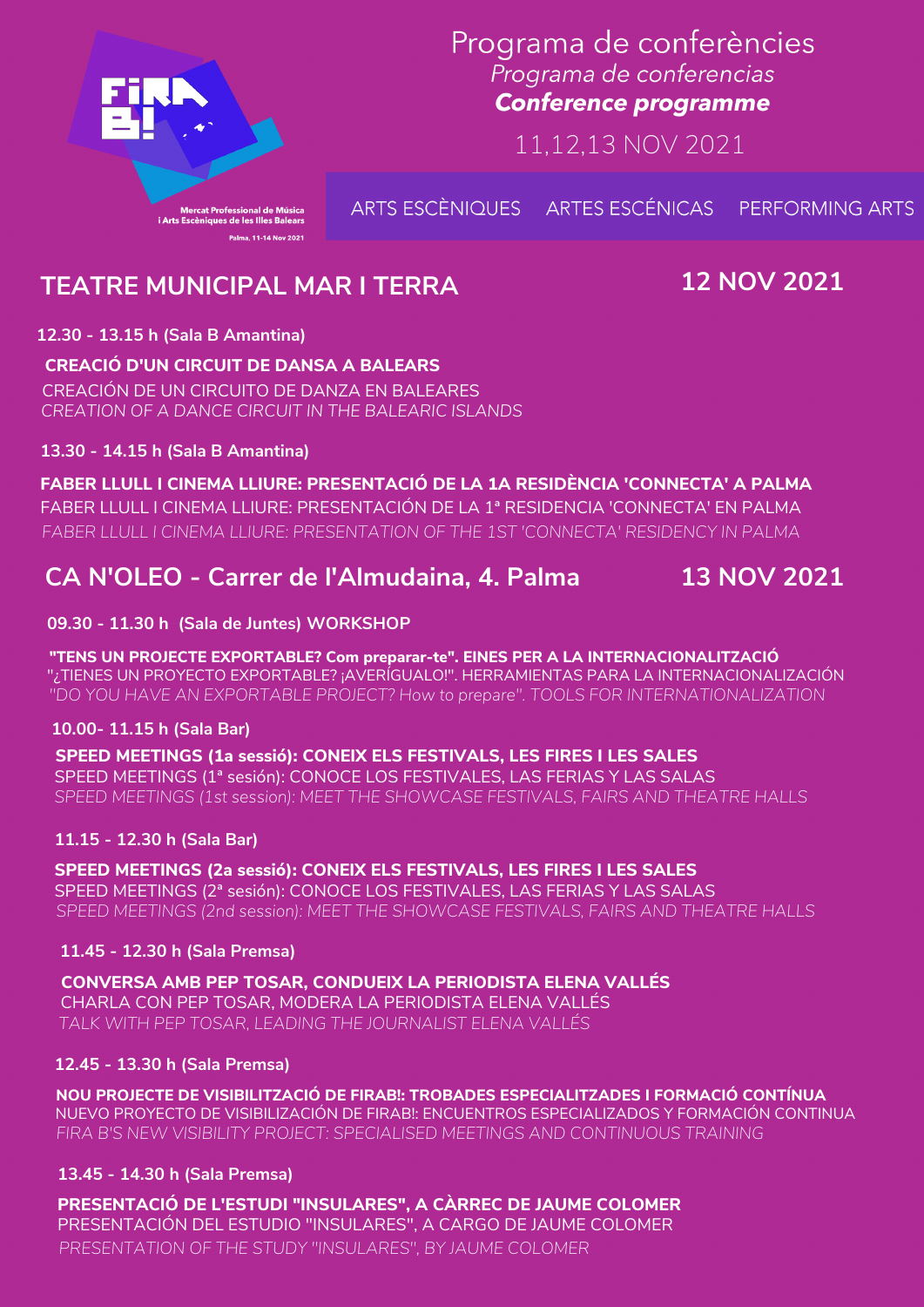FiRA B!

Mercat Professional de Música i Arts Escèniques de les Illes Balears

Palma, 11-14 Nov 2021

# Programa de conferències
*Programa de conferencias*
***Conference programme***

11,12,13 NOV 2021

ARTS ESCÈNIQUES ARTES ESCÉNICAS PERFORMING ARTS

## TEATRE MUNICIPAL MAR I TERRA

## 12 NOV 2021

**12.30 - 13.15 h (Sala B Amantina)**

**CREACIÓ D'UN CIRCUIT DE DANSA A BALEARS**
CREACIÓN DE UN CIRCUITO DE DANZA EN BALEARES
*CREATION OF A DANCE CIRCUIT IN THE BALEARIC ISLANDS*

**13.30 - 14.15 h (Sala B Amantina)**

**FABER LLULL I CINEMA LLIURE: PRESENTACIÓ DE LA 1A RESIDÈNCIA 'CONNECTA' A PALMA**
FABER LLULL I CINEMA LLIURE: PRESENTACIÓN DE LA 1ª RESIDENCIA 'CONNECTA' EN PALMA
*FABER LLULL I CINEMA LLIURE: PRESENTATION OF THE 1ST 'CONNECTA' RESIDENCY IN PALMA*

## CA N'OLEO - Carrer de l'Almudaina, 4. Palma

## 13 NOV 2021

**09.30 - 11.30 h (Sala de Juntes) WORKSHOP**

**"TENS UN PROJECTE EXPORTABLE? Com preparar-te". EINES PER A LA INTERNACIONALITZACIÓ**
"¿TIENES UN PROYECTO EXPORTABLE? ¡AVERÍGUALO!". HERRAMIENTAS PARA LA INTERNACIONALIZACIÓN
*"DO YOU HAVE AN EXPORTABLE PROJECT? How to prepare". TOOLS FOR INTERNATIONALIZATION*

**10.00- 11.15 h (Sala Bar)**

**SPEED MEETINGS (1a sessió): CONEIX ELS FESTIVALS, LES FIRES I LES SALES**
SPEED MEETINGS (1ª sesión): CONOCE LOS FESTIVALES, LAS FERIAS Y LAS SALAS
*SPEED MEETINGS (1st session): MEET THE SHOWCASE FESTIVALS, FAIRS AND THEATRE HALLS*

**11.15 - 12.30 h (Sala Bar)**

**SPEED MEETINGS (2a sessió): CONEIX ELS FESTIVALS, LES FIRES I LES SALES**
SPEED MEETINGS (2ª sesión): CONOCE LOS FESTIVALES, LAS FERIAS Y LAS SALAS
*SPEED MEETINGS (2nd session): MEET THE SHOWCASE FESTIVALS, FAIRS AND THEATRE HALLS*

**11.45 - 12.30 h (Sala Premsa)**

**CONVERSA AMB PEP TOSAR, CONDUEIX LA PERIODISTA ELENA VALLÉS**
CHARLA CON PEP TOSAR, MODERA LA PERIODISTA ELENA VALLÉS
*TALK WITH PEP TOSAR, LEADING THE JOURNALIST ELENA VALLÉS*

**12.45 - 13.30 h (Sala Premsa)**

**NOU PROJECTE DE VISIBILITZACIÓ DE FIRAB!: TROBADES ESPECIALITZADES I FORMACIÓ CONTÍNUA**
NUEVO PROYECTO DE VISIBILIZACIÓN DE FIRAB!: ENCUENTROS ESPECIALIZADOS Y FORMACIÓN CONTINUA
*FIRA B'S NEW VISIBILITY PROJECT: SPECIALISED MEETINGS AND CONTINUOUS TRAINING*

**13.45 - 14.30 h (Sala Premsa)**

**PRESENTACIÓ DE L'ESTUDI "INSULARES", A CÀRREC DE JAUME COLOMER**
PRESENTACIÓN DEL ESTUDIO "INSULARES", A CARGO DE JAUME COLOMER
*PRESENTATION OF THE STUDY "INSULARES", BY JAUME COLOMER*